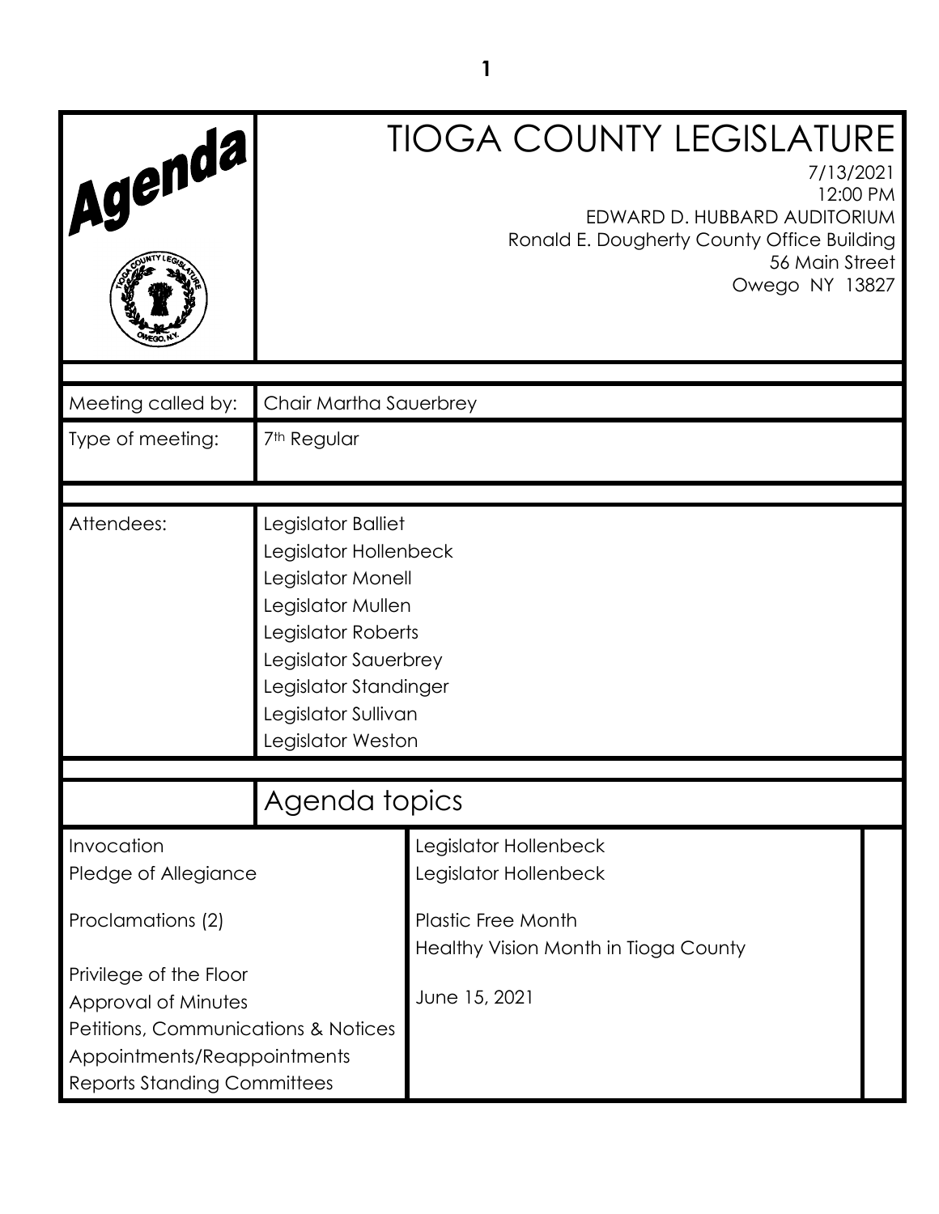# Agenda

# TIOGA COUNTY LEGISLATURE

7/13/2021
12:00 PM
EDWARD D. HUBBARD AUDITORIUM
Ronald E. Dougherty County Office Building
56 Main Street
Owego NY 13827

| | |
|---|---|
| Meeting called by: | Chair Martha Sauerbrey |
| Type of meeting: | 7th Regular |

| | |
|---|---|
| Attendees: | Legislator Balliet<br>Legislator Hollenbeck<br>Legislator Monell<br>Legislator Mullen<br>Legislator Roberts<br>Legislator Sauerbrey<br>Legislator Standinger<br>Legislator Sullivan<br>Legislator Weston |

## Agenda topics

| | |
|---|---|
| Invocation | Legislator Hollenbeck |
| Pledge of Allegiance | Legislator Hollenbeck |
| Proclamations (2) | Plastic Free Month<br>Healthy Vision Month in Tioga County |
| Privilege of the Floor | |
| Approval of Minutes | June 15, 2021 |
| Petitions, Communications & Notices | |
| Appointments/Reappointments | |
| Reports Standing Committees | |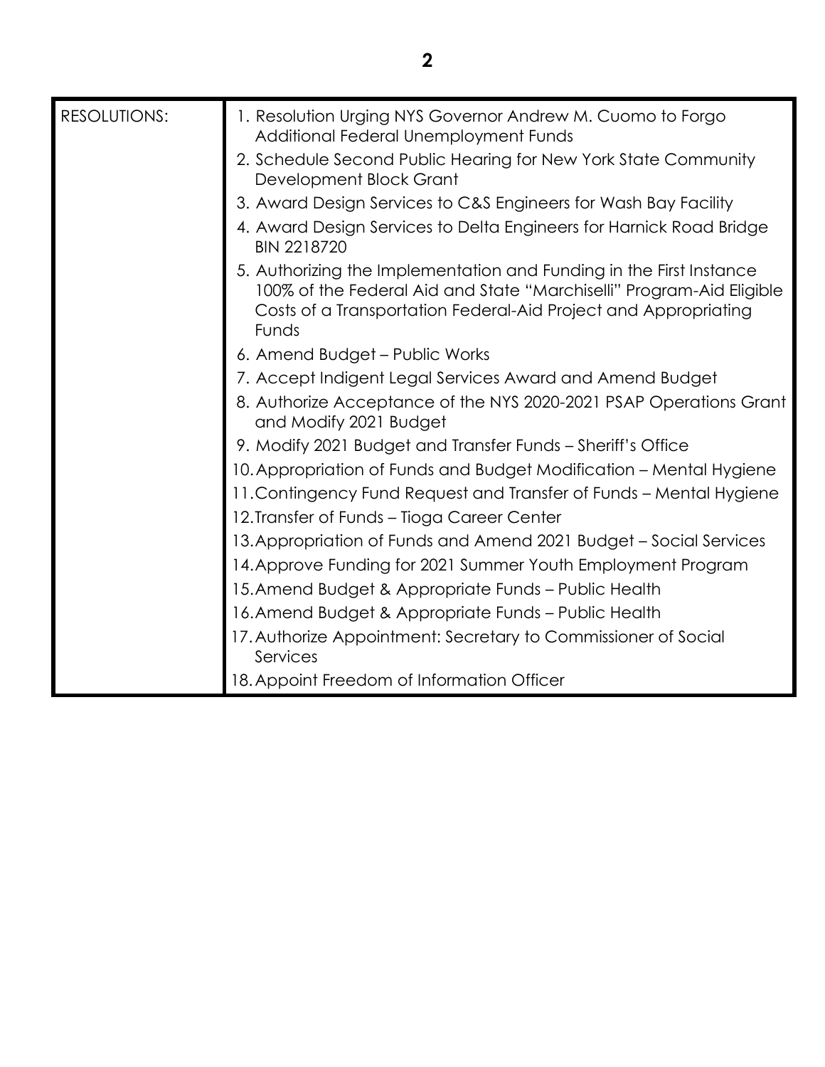| RESOLUTIONS: | 1. Resolution Urging NYS Governor Andrew M. Cuomo to Forgo Additional Federal Unemployment Funds<br>2. Schedule Second Public Hearing for New York State Community Development Block Grant<br>3. Award Design Services to C&S Engineers for Wash Bay Facility<br>4. Award Design Services to Delta Engineers for Harnick Road Bridge BIN 2218720<br>5. Authorizing the Implementation and Funding in the First Instance 100% of the Federal Aid and State "Marchiselli" Program-Aid Eligible Costs of a Transportation Federal-Aid Project and Appropriating Funds<br>6. Amend Budget – Public Works<br>7. Accept Indigent Legal Services Award and Amend Budget<br>8. Authorize Acceptance of the NYS 2020-2021 PSAP Operations Grant and Modify 2021 Budget<br>9. Modify 2021 Budget and Transfer Funds – Sheriff's Office<br>10. Appropriation of Funds and Budget Modification – Mental Hygiene<br>11. Contingency Fund Request and Transfer of Funds – Mental Hygiene<br>12. Transfer of Funds – Tioga Career Center<br>13. Appropriation of Funds and Amend 2021 Budget – Social Services<br>14. Approve Funding for 2021 Summer Youth Employment Program<br>15. Amend Budget & Appropriate Funds – Public Health<br>16. Amend Budget & Appropriate Funds – Public Health<br>17. Authorize Appointment: Secretary to Commissioner of Social Services<br>18. Appoint Freedom of Information Officer |
|---|---|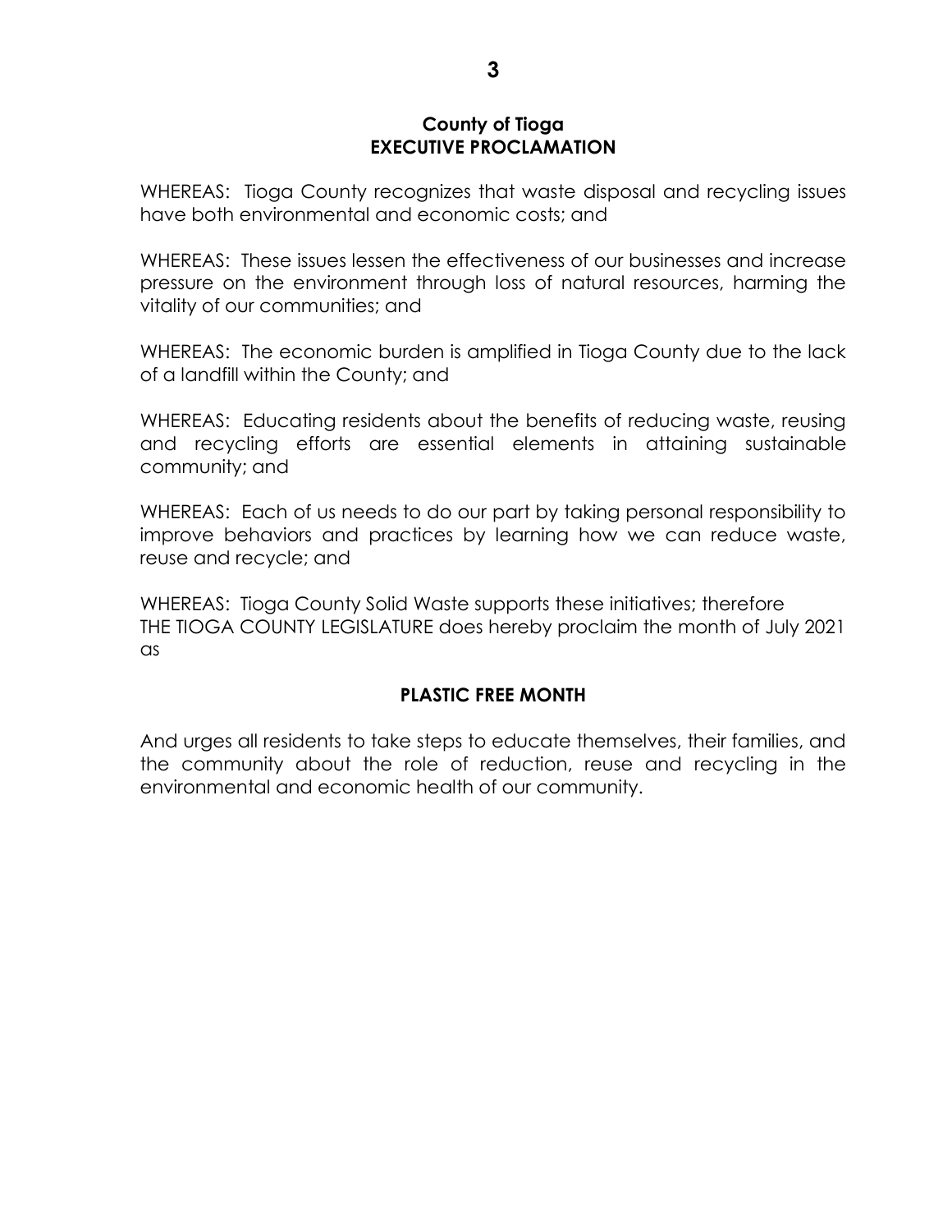**County of Tioga**
**EXECUTIVE PROCLAMATION**

WHEREAS: Tioga County recognizes that waste disposal and recycling issues have both environmental and economic costs; and

WHEREAS: These issues lessen the effectiveness of our businesses and increase pressure on the environment through loss of natural resources, harming the vitality of our communities; and

WHEREAS: The economic burden is amplified in Tioga County due to the lack of a landfill within the County; and

WHEREAS: Educating residents about the benefits of reducing waste, reusing and recycling efforts are essential elements in attaining sustainable community; and

WHEREAS: Each of us needs to do our part by taking personal responsibility to improve behaviors and practices by learning how we can reduce waste, reuse and recycle; and

WHEREAS: Tioga County Solid Waste supports these initiatives; therefore
THE TIOGA COUNTY LEGISLATURE does hereby proclaim the month of July 2021 as

**PLASTIC FREE MONTH**

And urges all residents to take steps to educate themselves, their families, and the community about the role of reduction, reuse and recycling in the environmental and economic health of our community.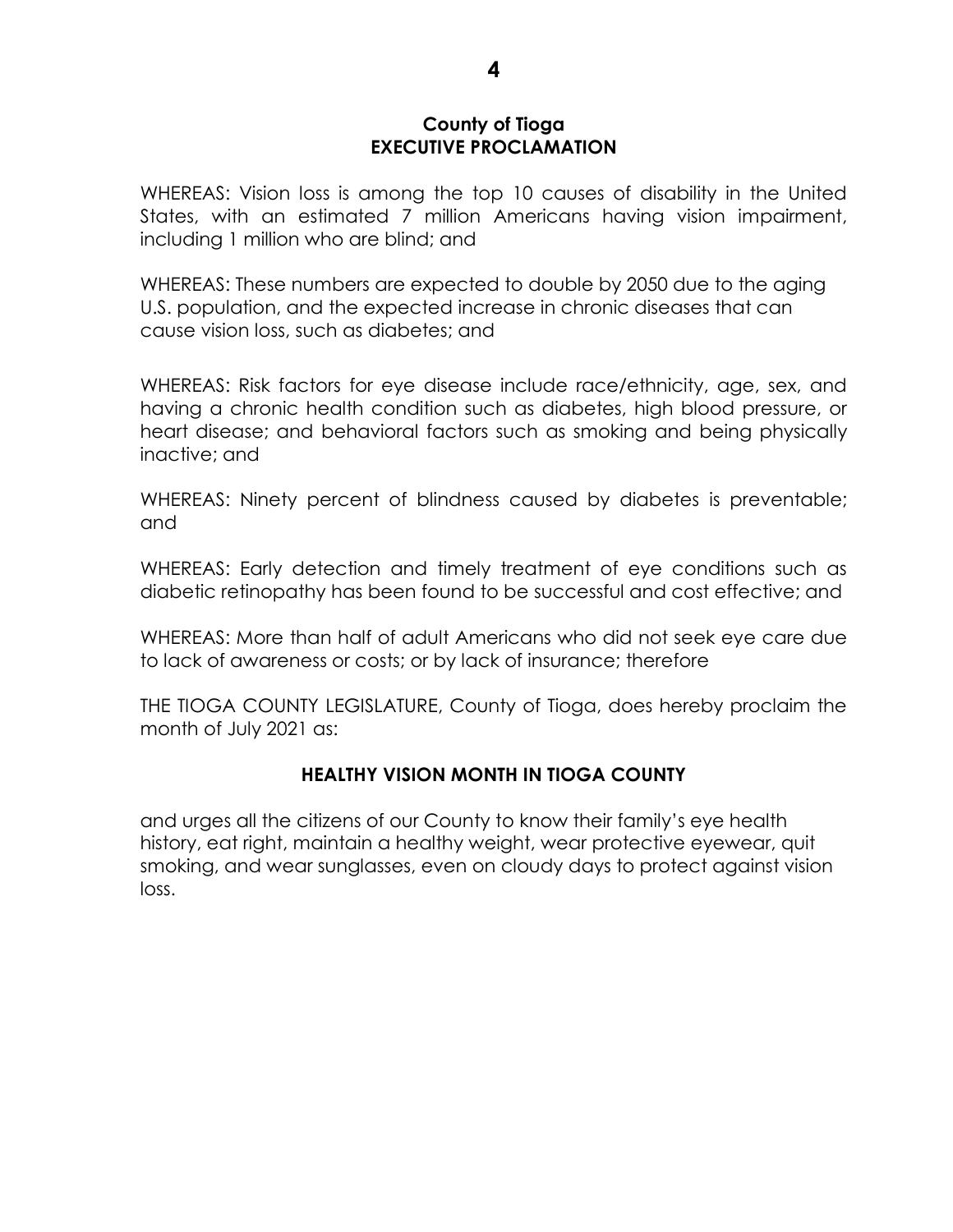**County of Tioga**
**EXECUTIVE PROCLAMATION**

WHEREAS: Vision loss is among the top 10 causes of disability in the United States, with an estimated 7 million Americans having vision impairment, including 1 million who are blind; and

WHEREAS: These numbers are expected to double by 2050 due to the aging U.S. population, and the expected increase in chronic diseases that can cause vision loss, such as diabetes; and

WHEREAS: Risk factors for eye disease include race/ethnicity, age, sex, and having a chronic health condition such as diabetes, high blood pressure, or heart disease; and behavioral factors such as smoking and being physically inactive; and

WHEREAS: Ninety percent of blindness caused by diabetes is preventable; and

WHEREAS: Early detection and timely treatment of eye conditions such as diabetic retinopathy has been found to be successful and cost effective; and

WHEREAS: More than half of adult Americans who did not seek eye care due to lack of awareness or costs; or by lack of insurance; therefore

THE TIOGA COUNTY LEGISLATURE, County of Tioga, does hereby proclaim the month of July 2021 as:

**HEALTHY VISION MONTH IN TIOGA COUNTY**

and urges all the citizens of our County to know their family's eye health history, eat right, maintain a healthy weight, wear protective eyewear, quit smoking, and wear sunglasses, even on cloudy days to protect against vision loss.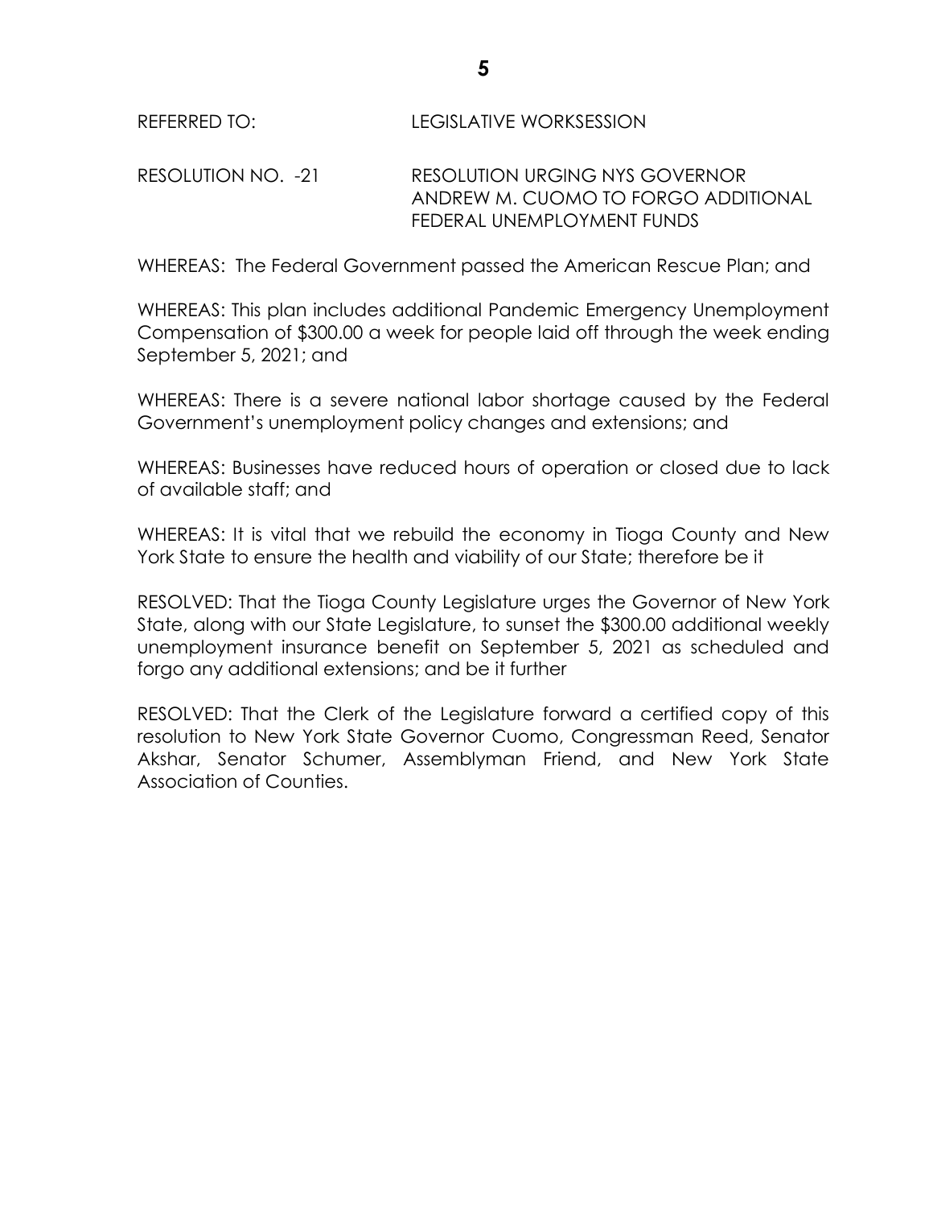REFERRED TO: LEGISLATIVE WORKSESSION

RESOLUTION NO. -21 RESOLUTION URGING NYS GOVERNOR ANDREW M. CUOMO TO FORGO ADDITIONAL FEDERAL UNEMPLOYMENT FUNDS

WHEREAS: The Federal Government passed the American Rescue Plan; and

WHEREAS: This plan includes additional Pandemic Emergency Unemployment Compensation of $300.00 a week for people laid off through the week ending September 5, 2021; and

WHEREAS: There is a severe national labor shortage caused by the Federal Government's unemployment policy changes and extensions; and

WHEREAS: Businesses have reduced hours of operation or closed due to lack of available staff; and

WHEREAS: It is vital that we rebuild the economy in Tioga County and New York State to ensure the health and viability of our State; therefore be it

RESOLVED: That the Tioga County Legislature urges the Governor of New York State, along with our State Legislature, to sunset the $300.00 additional weekly unemployment insurance benefit on September 5, 2021 as scheduled and forgo any additional extensions; and be it further

RESOLVED: That the Clerk of the Legislature forward a certified copy of this resolution to New York State Governor Cuomo, Congressman Reed, Senator Akshar, Senator Schumer, Assemblyman Friend, and New York State Association of Counties.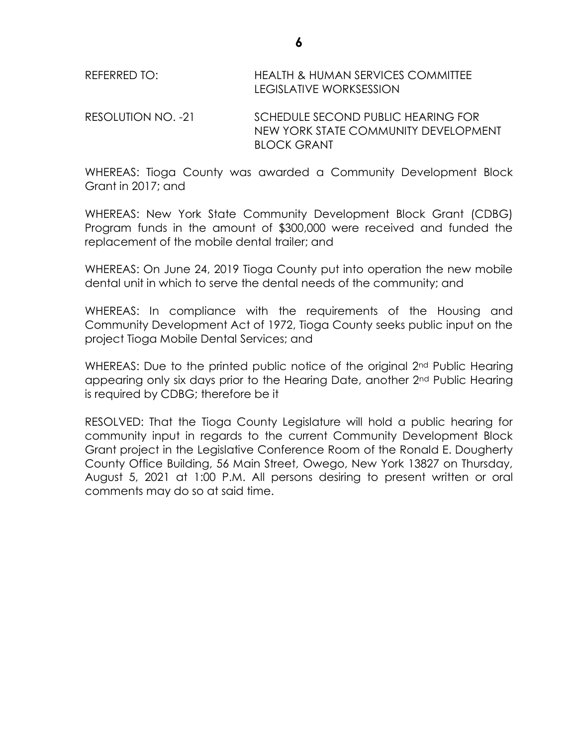REFERRED TO: HEALTH & HUMAN SERVICES COMMITTEE
LEGISLATIVE WORKSESSION

RESOLUTION NO. -21 SCHEDULE SECOND PUBLIC HEARING FOR NEW YORK STATE COMMUNITY DEVELOPMENT BLOCK GRANT

WHEREAS: Tioga County was awarded a Community Development Block Grant in 2017; and

WHEREAS: New York State Community Development Block Grant (CDBG) Program funds in the amount of $300,000 were received and funded the replacement of the mobile dental trailer; and

WHEREAS: On June 24, 2019 Tioga County put into operation the new mobile dental unit in which to serve the dental needs of the community; and

WHEREAS: In compliance with the requirements of the Housing and Community Development Act of 1972, Tioga County seeks public input on the project Tioga Mobile Dental Services; and

WHEREAS: Due to the printed public notice of the original 2nd Public Hearing appearing only six days prior to the Hearing Date, another 2nd Public Hearing is required by CDBG; therefore be it

RESOLVED: That the Tioga County Legislature will hold a public hearing for community input in regards to the current Community Development Block Grant project in the Legislative Conference Room of the Ronald E. Dougherty County Office Building, 56 Main Street, Owego, New York 13827 on Thursday, August 5, 2021 at 1:00 P.M. All persons desiring to present written or oral comments may do so at said time.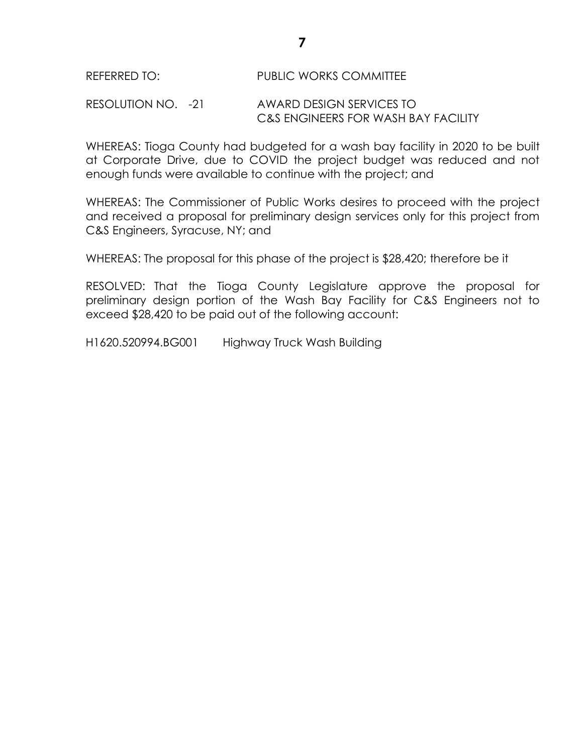REFERRED TO: PUBLIC WORKS COMMITTEE

RESOLUTION NO. -21 AWARD DESIGN SERVICES TO C&S ENGINEERS FOR WASH BAY FACILITY

WHEREAS: Tioga County had budgeted for a wash bay facility in 2020 to be built at Corporate Drive, due to COVID the project budget was reduced and not enough funds were available to continue with the project; and

WHEREAS: The Commissioner of Public Works desires to proceed with the project and received a proposal for preliminary design services only for this project from C&S Engineers, Syracuse, NY; and

WHEREAS: The proposal for this phase of the project is $28,420; therefore be it

RESOLVED: That the Tioga County Legislature approve the proposal for preliminary design portion of the Wash Bay Facility for C&S Engineers not to exceed $28,420 to be paid out of the following account:

H1620.520994.BG001 Highway Truck Wash Building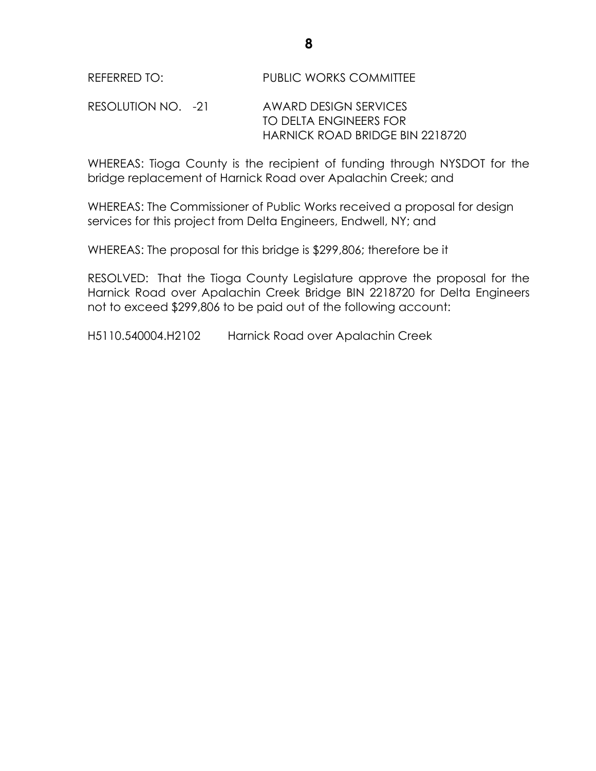REFERRED TO: PUBLIC WORKS COMMITTEE

RESOLUTION NO. -21 AWARD DESIGN SERVICES TO DELTA ENGINEERS FOR HARNICK ROAD BRIDGE BIN 2218720

WHEREAS: Tioga County is the recipient of funding through NYSDOT for the bridge replacement of Harnick Road over Apalachin Creek; and

WHEREAS: The Commissioner of Public Works received a proposal for design services for this project from Delta Engineers, Endwell, NY; and

WHEREAS: The proposal for this bridge is $299,806; therefore be it

RESOLVED: That the Tioga County Legislature approve the proposal for the Harnick Road over Apalachin Creek Bridge BIN 2218720 for Delta Engineers not to exceed $299,806 to be paid out of the following account:

H5110.540004.H2102 Harnick Road over Apalachin Creek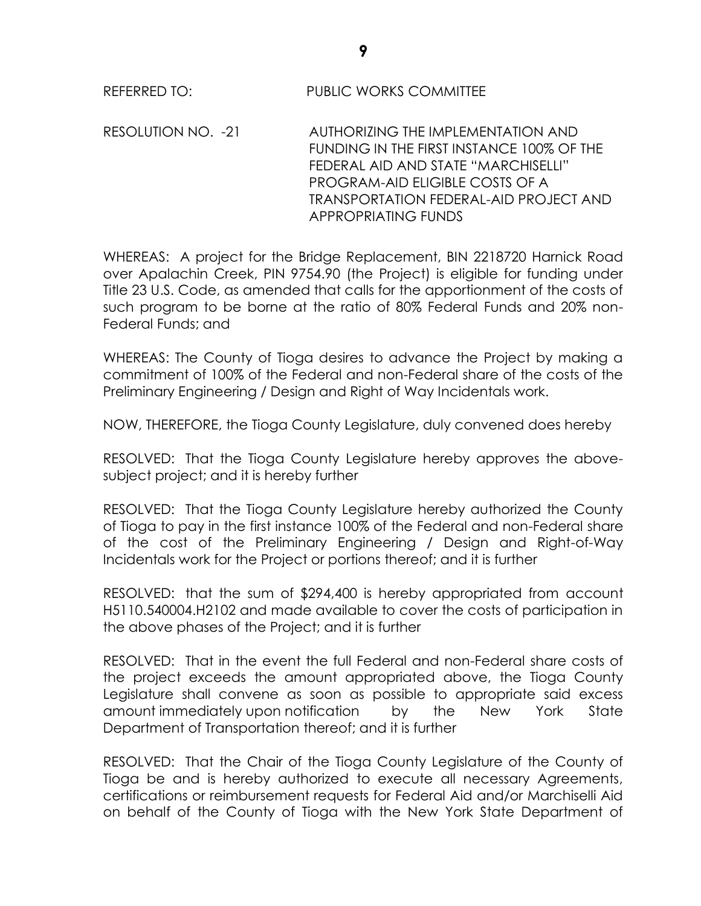REFERRED TO: PUBLIC WORKS COMMITTEE

RESOLUTION NO. -21 AUTHORIZING THE IMPLEMENTATION AND FUNDING IN THE FIRST INSTANCE 100% OF THE FEDERAL AID AND STATE "MARCHISELLI" PROGRAM-AID ELIGIBLE COSTS OF A TRANSPORTATION FEDERAL-AID PROJECT AND APPROPRIATING FUNDS

WHEREAS: A project for the Bridge Replacement, BIN 2218720 Harnick Road over Apalachin Creek, PIN 9754.90 (the Project) is eligible for funding under Title 23 U.S. Code, as amended that calls for the apportionment of the costs of such program to be borne at the ratio of 80% Federal Funds and 20% non-Federal Funds; and

WHEREAS: The County of Tioga desires to advance the Project by making a commitment of 100% of the Federal and non-Federal share of the costs of the Preliminary Engineering / Design and Right of Way Incidentals work.

NOW, THEREFORE, the Tioga County Legislature, duly convened does hereby

RESOLVED: That the Tioga County Legislature hereby approves the above-subject project; and it is hereby further

RESOLVED: That the Tioga County Legislature hereby authorized the County of Tioga to pay in the first instance 100% of the Federal and non-Federal share of the cost of the Preliminary Engineering / Design and Right-of-Way Incidentals work for the Project or portions thereof; and it is further

RESOLVED: that the sum of $294,400 is hereby appropriated from account H5110.540004.H2102 and made available to cover the costs of participation in the above phases of the Project; and it is further

RESOLVED: That in the event the full Federal and non-Federal share costs of the project exceeds the amount appropriated above, the Tioga County Legislature shall convene as soon as possible to appropriate said excess amount immediately upon notification by the New York State Department of Transportation thereof; and it is further

RESOLVED: That the Chair of the Tioga County Legislature of the County of Tioga be and is hereby authorized to execute all necessary Agreements, certifications or reimbursement requests for Federal Aid and/or Marchiselli Aid on behalf of the County of Tioga with the New York State Department of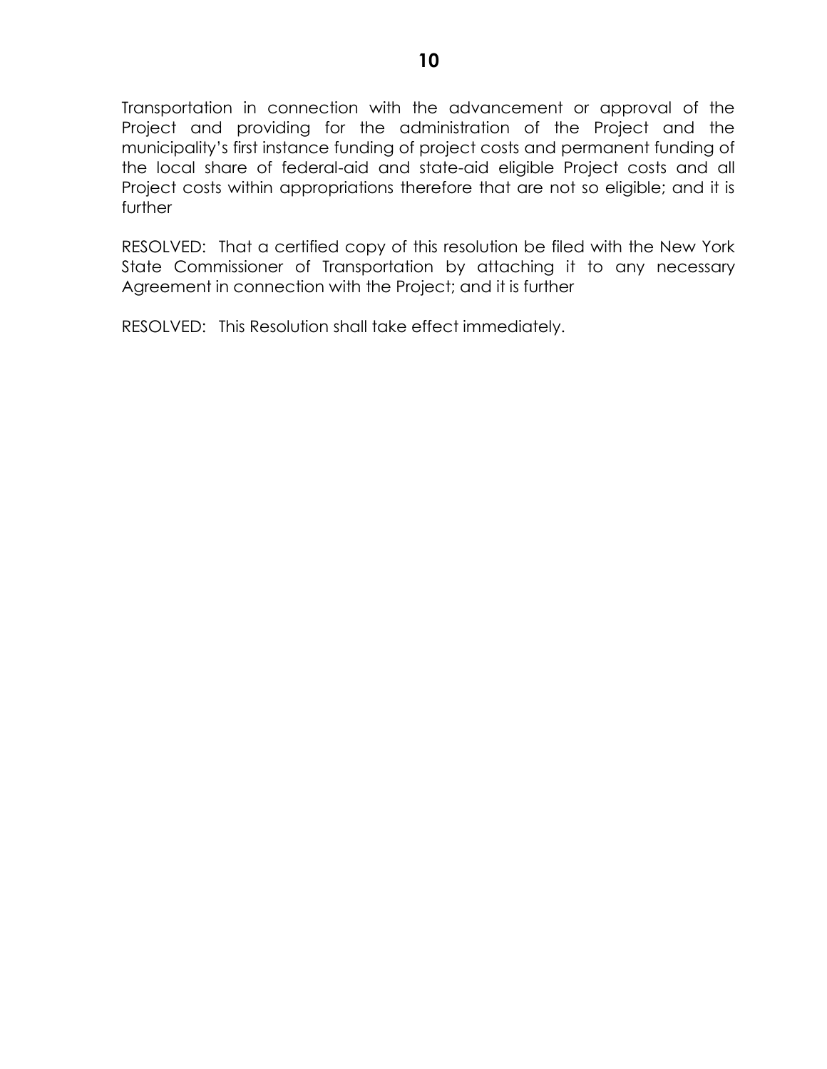Transportation in connection with the advancement or approval of the Project and providing for the administration of the Project and the municipality's first instance funding of project costs and permanent funding of the local share of federal-aid and state-aid eligible Project costs and all Project costs within appropriations therefore that are not so eligible; and it is further

RESOLVED: That a certified copy of this resolution be filed with the New York State Commissioner of Transportation by attaching it to any necessary Agreement in connection with the Project; and it is further

RESOLVED: This Resolution shall take effect immediately.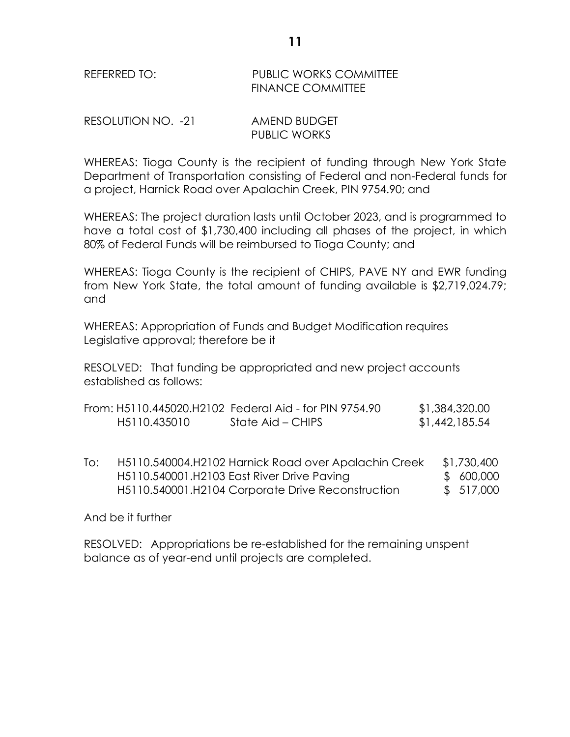REFERRED TO: PUBLIC WORKS COMMITTEE
FINANCE COMMITTEE

RESOLUTION NO. -21 AMEND BUDGET
PUBLIC WORKS

WHEREAS: Tioga County is the recipient of funding through New York State Department of Transportation consisting of Federal and non-Federal funds for a project, Harnick Road over Apalachin Creek, PIN 9754.90; and

WHEREAS: The project duration lasts until October 2023, and is programmed to have a total cost of $1,730,400 including all phases of the project, in which 80% of Federal Funds will be reimbursed to Tioga County; and

WHEREAS: Tioga County is the recipient of CHIPS, PAVE NY and EWR funding from New York State, the total amount of funding available is $2,719,024.79; and

WHEREAS: Appropriation of Funds and Budget Modification requires Legislative approval; therefore be it

RESOLVED: That funding be appropriated and new project accounts established as follows:

| | | | |
|---|---|---|---|
| From: | H5110.445020.H2102 | Federal Aid - for PIN 9754.90 | $1,384,320.00 |
| | H5110.435010 | State Aid – CHIPS | $1,442,185.54 |

| | | |
|---|---|---|
| To: | H5110.540004.H2102 Harnick Road over Apalachin Creek | $1,730,400 |
| | H5110.540001.H2103 East River Drive Paving | $ 600,000 |
| | H5110.540001.H2104 Corporate Drive Reconstruction | $ 517,000 |

And be it further

RESOLVED: Appropriations be re-established for the remaining unspent balance as of year-end until projects are completed.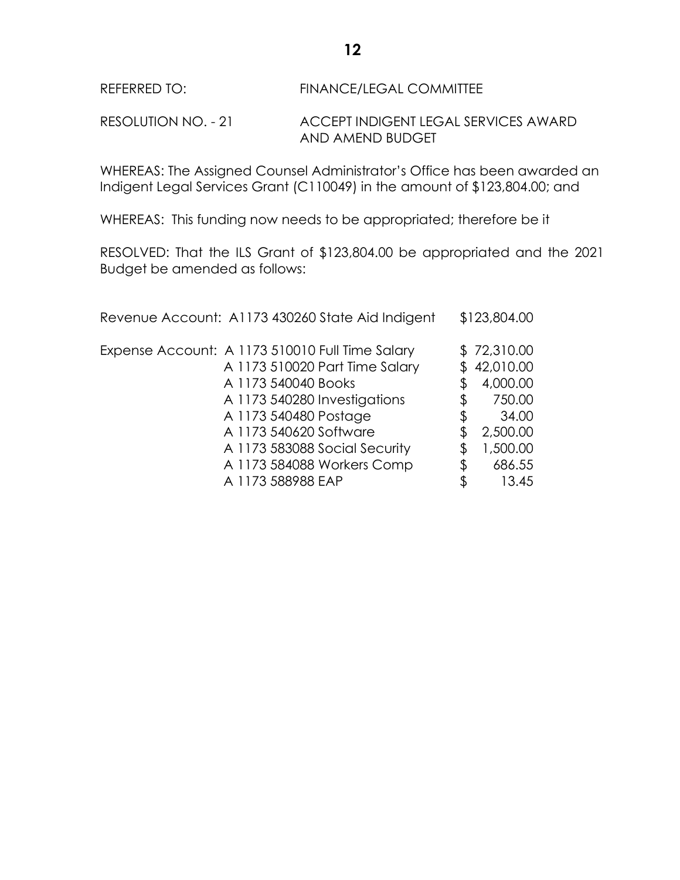REFERRED TO: FINANCE/LEGAL COMMITTEE

RESOLUTION NO. - 21 ACCEPT INDIGENT LEGAL SERVICES AWARD AND AMEND BUDGET

WHEREAS: The Assigned Counsel Administrator's Office has been awarded an Indigent Legal Services Grant (C110049) in the amount of $123,804.00; and

WHEREAS: This funding now needs to be appropriated; therefore be it

RESOLVED: That the ILS Grant of $123,804.00 be appropriated and the 2021 Budget be amended as follows:

| | | |
|---|---|---|
| Revenue Account: | A1173 430260 State Aid Indigent | $123,804.00 |
| Expense Account: | A 1173 510010 Full Time Salary | $ 72,310.00 |
| | A 1173 510020 Part Time Salary | $ 42,010.00 |
| | A 1173 540040 Books | $ 4,000.00 |
| | A 1173 540280 Investigations | $ 750.00 |
| | A 1173 540480 Postage | $ 34.00 |
| | A 1173 540620 Software | $ 2,500.00 |
| | A 1173 583088 Social Security | $ 1,500.00 |
| | A 1173 584088 Workers Comp | $ 686.55 |
| | A 1173 588988 EAP | $ 13.45 |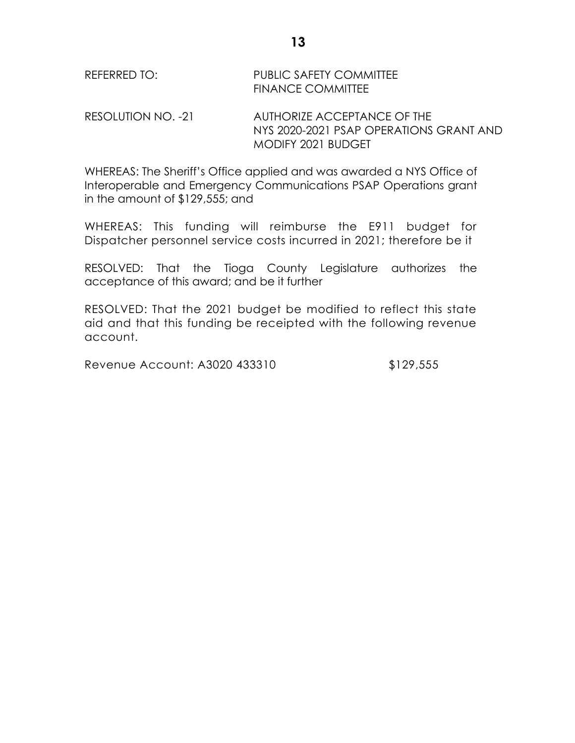REFERRED TO: PUBLIC SAFETY COMMITTEE
FINANCE COMMITTEE

RESOLUTION NO. -21 AUTHORIZE ACCEPTANCE OF THE NYS 2020-2021 PSAP OPERATIONS GRANT AND MODIFY 2021 BUDGET

WHEREAS: The Sheriff's Office applied and was awarded a NYS Office of Interoperable and Emergency Communications PSAP Operations grant in the amount of $129,555; and

WHEREAS: This funding will reimburse the E911 budget for Dispatcher personnel service costs incurred in 2021; therefore be it

RESOLVED: That the Tioga County Legislature authorizes the acceptance of this award; and be it further

RESOLVED: That the 2021 budget be modified to reflect this state aid and that this funding be receipted with the following revenue account.

Revenue Account: A3020 433310 $129,555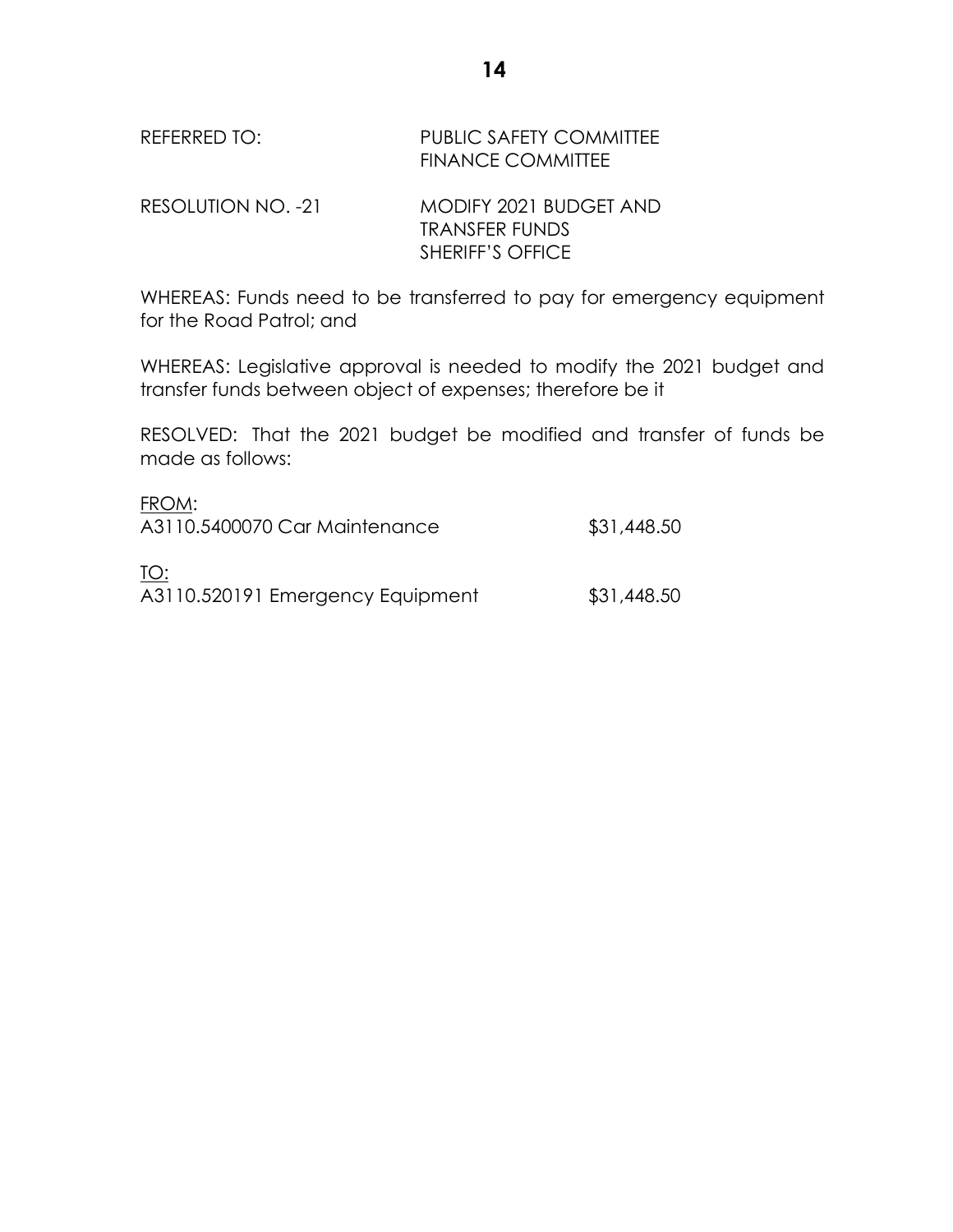REFERRED TO: PUBLIC SAFETY COMMITTEE
FINANCE COMMITTEE

RESOLUTION NO. -21 MODIFY 2021 BUDGET AND
TRANSFER FUNDS
SHERIFF'S OFFICE

WHEREAS: Funds need to be transferred to pay for emergency equipment for the Road Patrol; and

WHEREAS: Legislative approval is needed to modify the 2021 budget and transfer funds between object of expenses; therefore be it

RESOLVED: That the 2021 budget be modified and transfer of funds be made as follows:

<u>FROM</u>:
A3110.5400070 Car Maintenance $31,448.50

<u>TO:</u>
A3110.520191 Emergency Equipment $31,448.50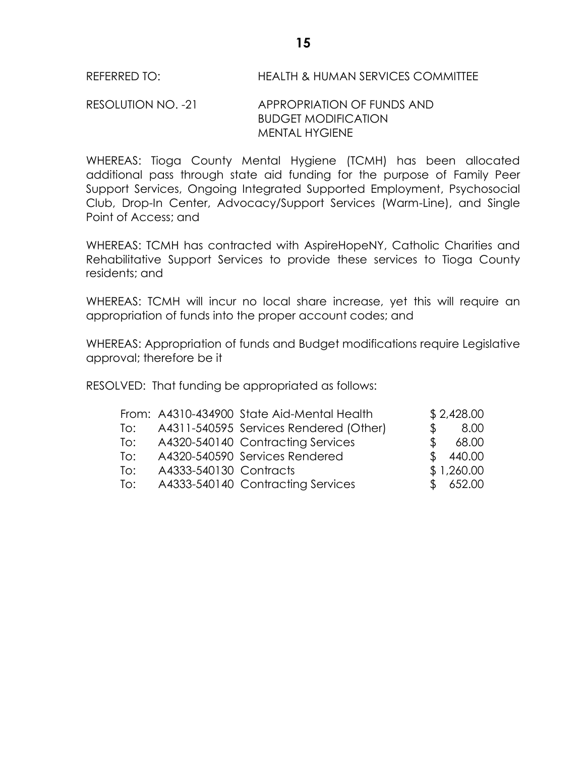REFERRED TO: HEALTH & HUMAN SERVICES COMMITTEE

RESOLUTION NO. -21 APPROPRIATION OF FUNDS AND BUDGET MODIFICATION MENTAL HYGIENE

WHEREAS: Tioga County Mental Hygiene (TCMH) has been allocated additional pass through state aid funding for the purpose of Family Peer Support Services, Ongoing Integrated Supported Employment, Psychosocial Club, Drop-In Center, Advocacy/Support Services (Warm-Line), and Single Point of Access; and

WHEREAS: TCMH has contracted with AspireHopeNY, Catholic Charities and Rehabilitative Support Services to provide these services to Tioga County residents; and

WHEREAS: TCMH will incur no local share increase, yet this will require an appropriation of funds into the proper account codes; and

WHEREAS: Appropriation of funds and Budget modifications require Legislative approval; therefore be it

RESOLVED: That funding be appropriated as follows:

| | | | |
|---|---|---|---|
| From: | A4310-434900 | State Aid-Mental Health | $ 2,428.00 |
| To: | A4311-540595 | Services Rendered (Other) | $ 8.00 |
| To: | A4320-540140 | Contracting Services | $ 68.00 |
| To: | A4320-540590 | Services Rendered | $ 440.00 |
| To: | A4333-540130 | Contracts | $ 1,260.00 |
| To: | A4333-540140 | Contracting Services | $ 652.00 |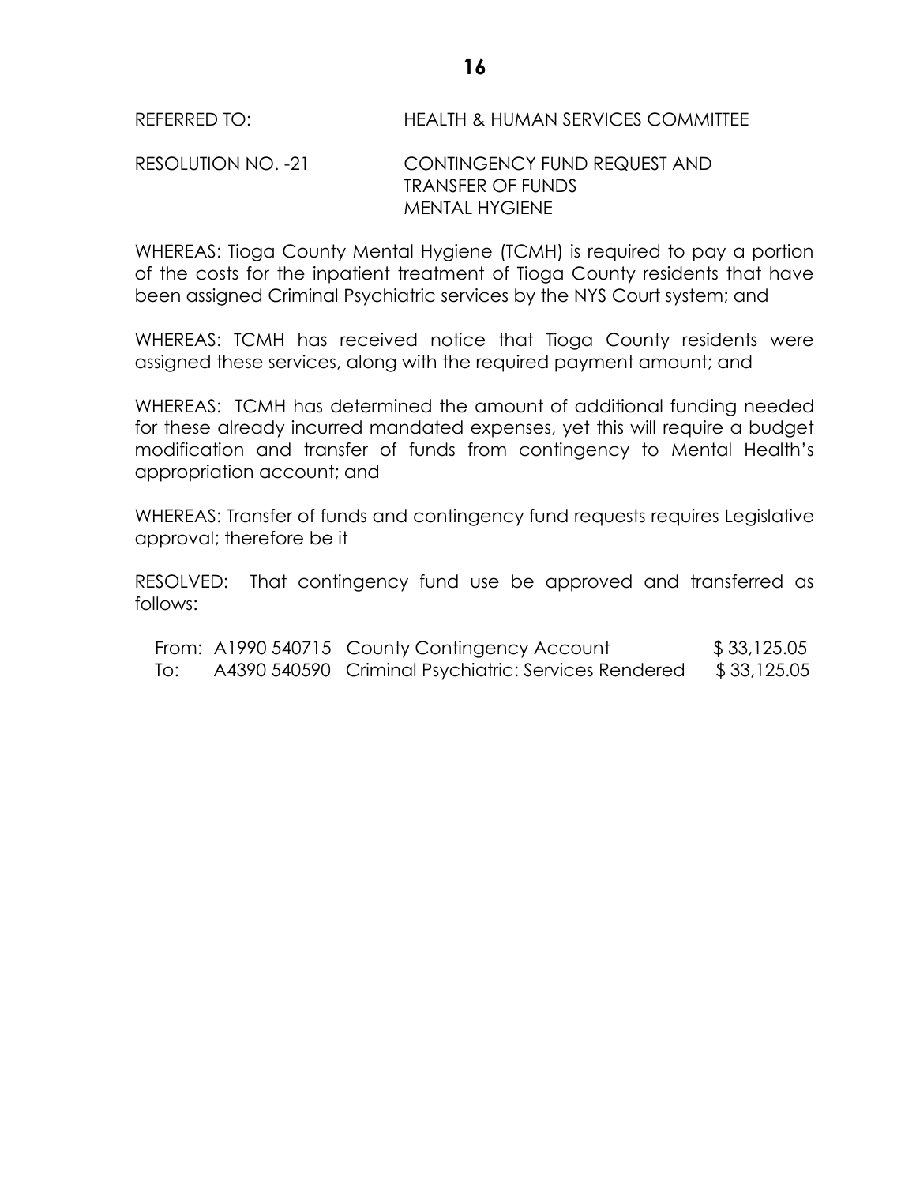REFERRED TO: HEALTH & HUMAN SERVICES COMMITTEE

RESOLUTION NO. -21 CONTINGENCY FUND REQUEST AND TRANSFER OF FUNDS MENTAL HYGIENE

WHEREAS: Tioga County Mental Hygiene (TCMH) is required to pay a portion of the costs for the inpatient treatment of Tioga County residents that have been assigned Criminal Psychiatric services by the NYS Court system; and

WHEREAS: TCMH has received notice that Tioga County residents were assigned these services, along with the required payment amount; and

WHEREAS: TCMH has determined the amount of additional funding needed for these already incurred mandated expenses, yet this will require a budget modification and transfer of funds from contingency to Mental Health's appropriation account; and

WHEREAS: Transfer of funds and contingency fund requests requires Legislative approval; therefore be it

RESOLVED: That contingency fund use be approved and transferred as follows:

| | | | |
|---|---|---|---|
| From: | A1990 540715 | County Contingency Account | $ 33,125.05 |
| To: | A4390 540590 | Criminal Psychiatric: Services Rendered | $ 33,125.05 |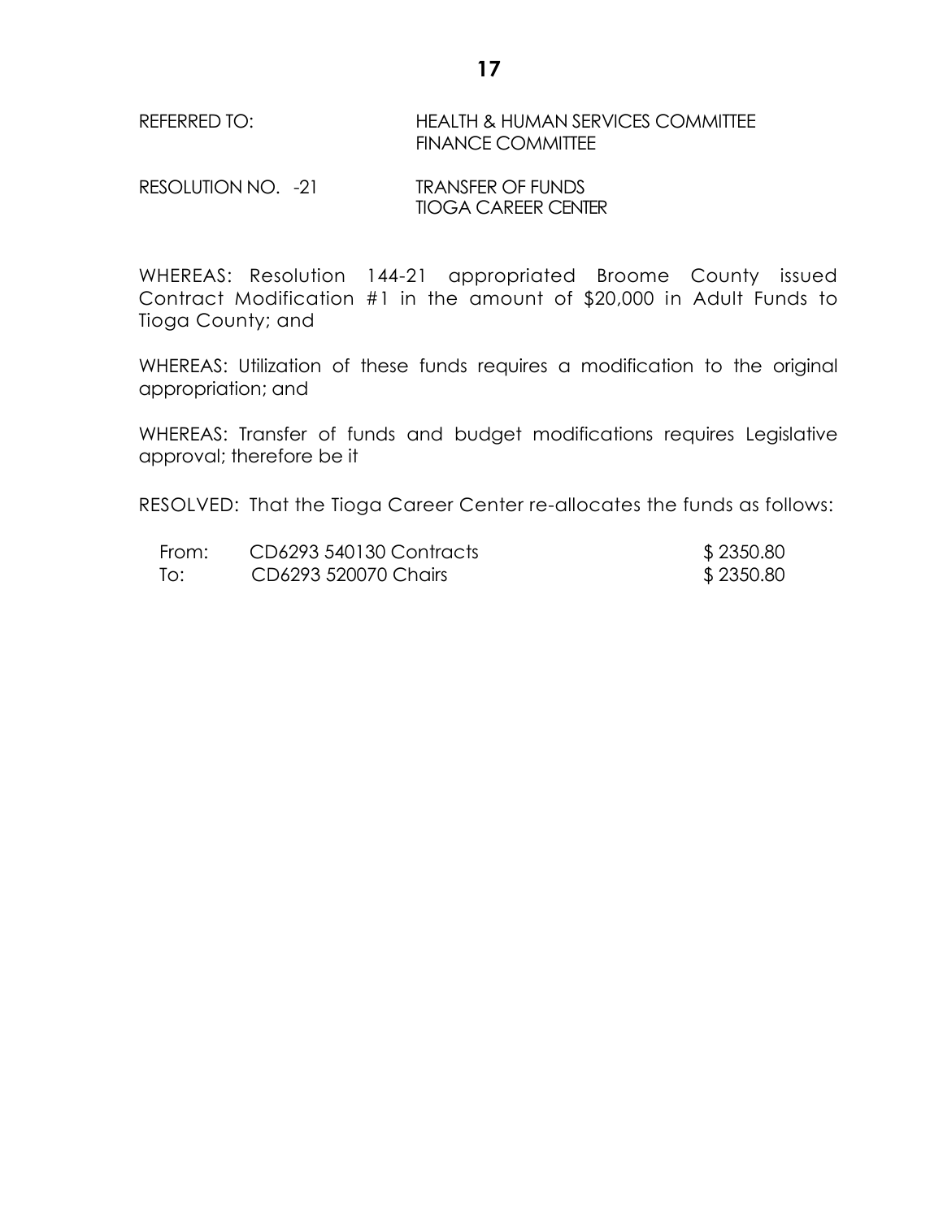REFERRED TO: HEALTH & HUMAN SERVICES COMMITTEE
FINANCE COMMITTEE

RESOLUTION NO. -21 TRANSFER OF FUNDS
TIOGA CAREER CENTER

WHEREAS: Resolution 144-21 appropriated Broome County issued Contract Modification #1 in the amount of $20,000 in Adult Funds to Tioga County; and

WHEREAS: Utilization of these funds requires a modification to the original appropriation; and

WHEREAS: Transfer of funds and budget modifications requires Legislative approval; therefore be it

RESOLVED: That the Tioga Career Center re-allocates the funds as follows:

| | | |
|---|---|---|
| From: | CD6293 540130 Contracts | $ 2350.80 |
| To: | CD6293 520070 Chairs | $ 2350.80 |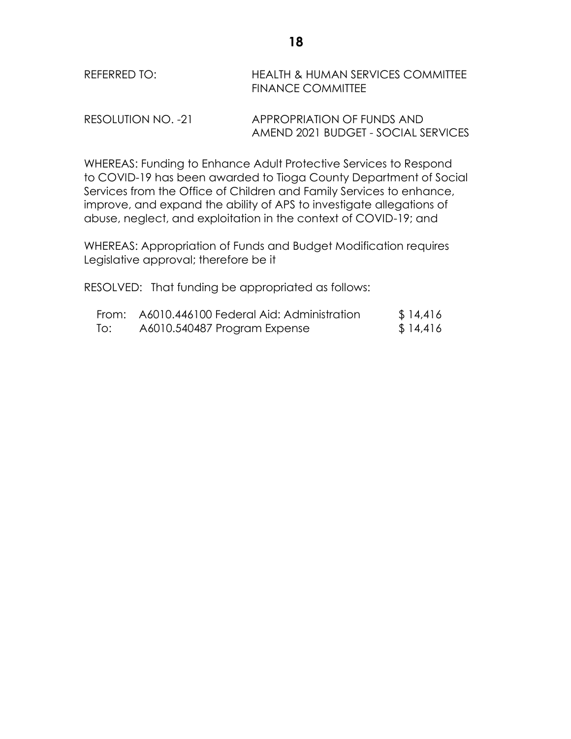REFERRED TO: HEALTH & HUMAN SERVICES COMMITTEE
FINANCE COMMITTEE

RESOLUTION NO. -21 APPROPRIATION OF FUNDS AND AMEND 2021 BUDGET - SOCIAL SERVICES

WHEREAS: Funding to Enhance Adult Protective Services to Respond to COVID-19 has been awarded to Tioga County Department of Social Services from the Office of Children and Family Services to enhance, improve, and expand the ability of APS to investigate allegations of abuse, neglect, and exploitation in the context of COVID-19; and

WHEREAS: Appropriation of Funds and Budget Modification requires Legislative approval; therefore be it

RESOLVED: That funding be appropriated as follows:

| | | |
|---|---|---|
| From: | A6010.446100 Federal Aid: Administration | $ 14,416 |
| To: | A6010.540487 Program Expense | $ 14,416 |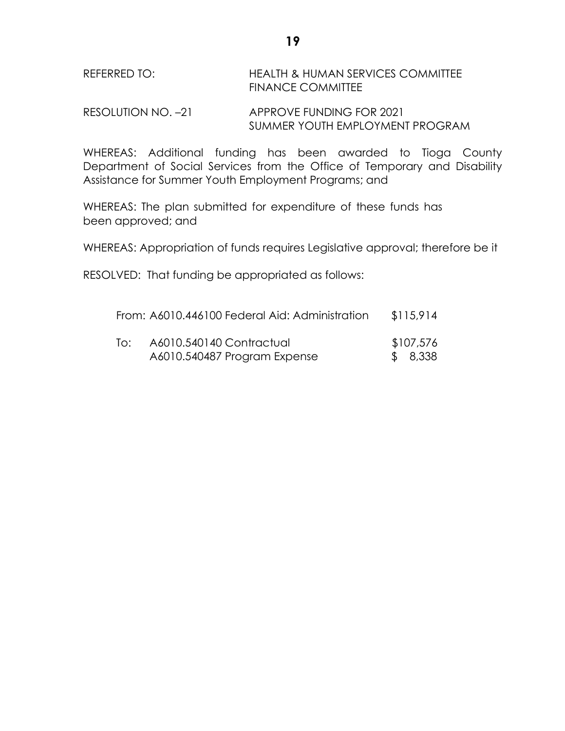REFERRED TO: HEALTH & HUMAN SERVICES COMMITTEE
FINANCE COMMITTEE

RESOLUTION NO. –21 APPROVE FUNDING FOR 2021
SUMMER YOUTH EMPLOYMENT PROGRAM

WHEREAS: Additional funding has been awarded to Tioga County Department of Social Services from the Office of Temporary and Disability Assistance for Summer Youth Employment Programs; and

WHEREAS: The plan submitted for expenditure of these funds has been approved; and

WHEREAS: Appropriation of funds requires Legislative approval; therefore be it

RESOLVED: That funding be appropriated as follows:

| | | |
|---|---|---|
| From: | A6010.446100 Federal Aid: Administration | $115,914 |
| To: | A6010.540140 Contractual | $107,576 |
| | A6010.540487 Program Expense | $ 8,338 |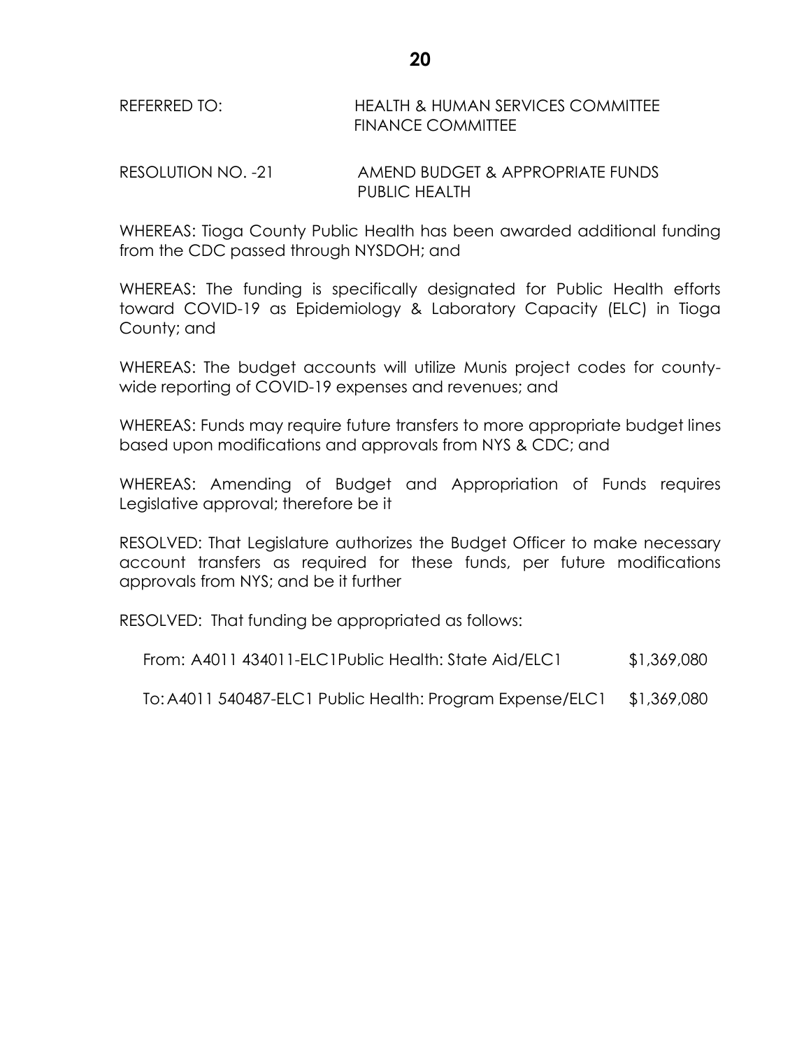REFERRED TO: HEALTH & HUMAN SERVICES COMMITTEE
FINANCE COMMITTEE

RESOLUTION NO. -21 AMEND BUDGET & APPROPRIATE FUNDS
PUBLIC HEALTH

WHEREAS: Tioga County Public Health has been awarded additional funding from the CDC passed through NYSDOH; and

WHEREAS: The funding is specifically designated for Public Health efforts toward COVID-19 as Epidemiology & Laboratory Capacity (ELC) in Tioga County; and

WHEREAS: The budget accounts will utilize Munis project codes for county-wide reporting of COVID-19 expenses and revenues; and

WHEREAS: Funds may require future transfers to more appropriate budget lines based upon modifications and approvals from NYS & CDC; and

WHEREAS: Amending of Budget and Appropriation of Funds requires Legislative approval; therefore be it

RESOLVED: That Legislature authorizes the Budget Officer to make necessary account transfers as required for these funds, per future modifications approvals from NYS; and be it further

RESOLVED: That funding be appropriated as follows:

From: A4011 434011-ELC1Public Health: State Aid/ELC1 $1,369,080

To: A4011 540487-ELC1 Public Health: Program Expense/ELC1 $1,369,080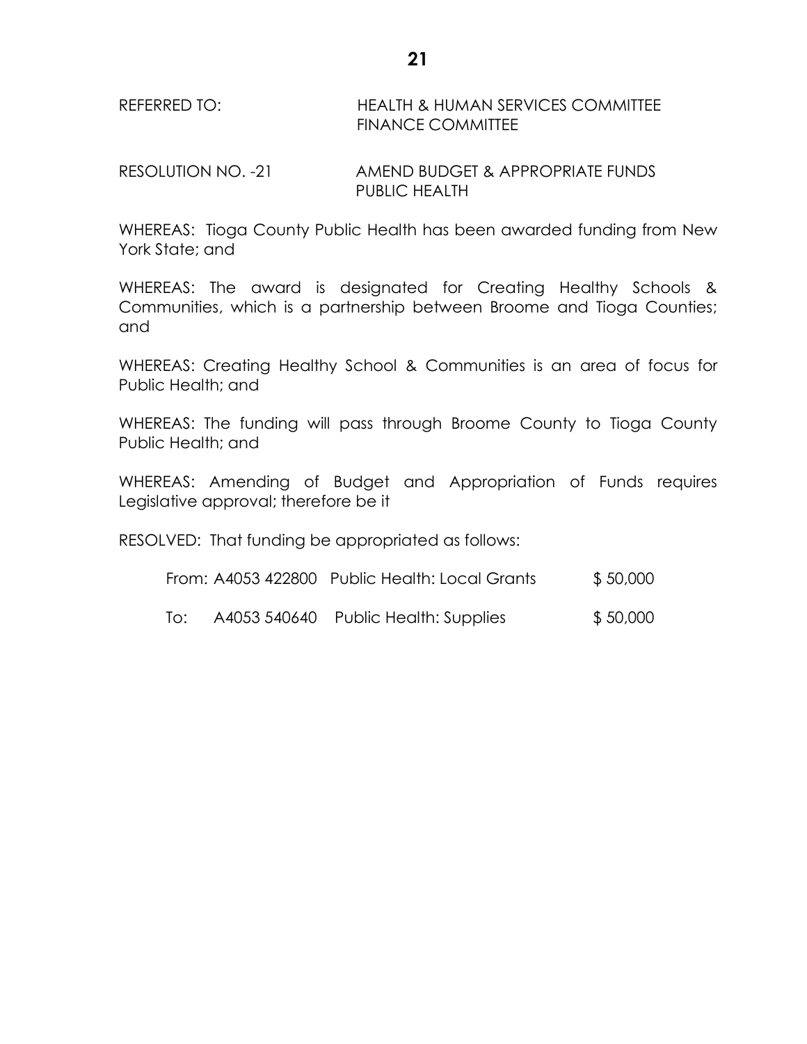REFERRED TO: HEALTH & HUMAN SERVICES COMMITTEE
FINANCE COMMITTEE

RESOLUTION NO. -21 AMEND BUDGET & APPROPRIATE FUNDS
PUBLIC HEALTH

WHEREAS: Tioga County Public Health has been awarded funding from New York State; and

WHEREAS: The award is designated for Creating Healthy Schools & Communities, which is a partnership between Broome and Tioga Counties; and

WHEREAS: Creating Healthy School & Communities is an area of focus for Public Health; and

WHEREAS: The funding will pass through Broome County to Tioga County Public Health; and

WHEREAS: Amending of Budget and Appropriation of Funds requires Legislative approval; therefore be it

RESOLVED: That funding be appropriated as follows:

| | | | |
|---|---|---|---|
| From: | A4053 422800 | Public Health: Local Grants | $ 50,000 |
| To: | A4053 540640 | Public Health: Supplies | $ 50,000 |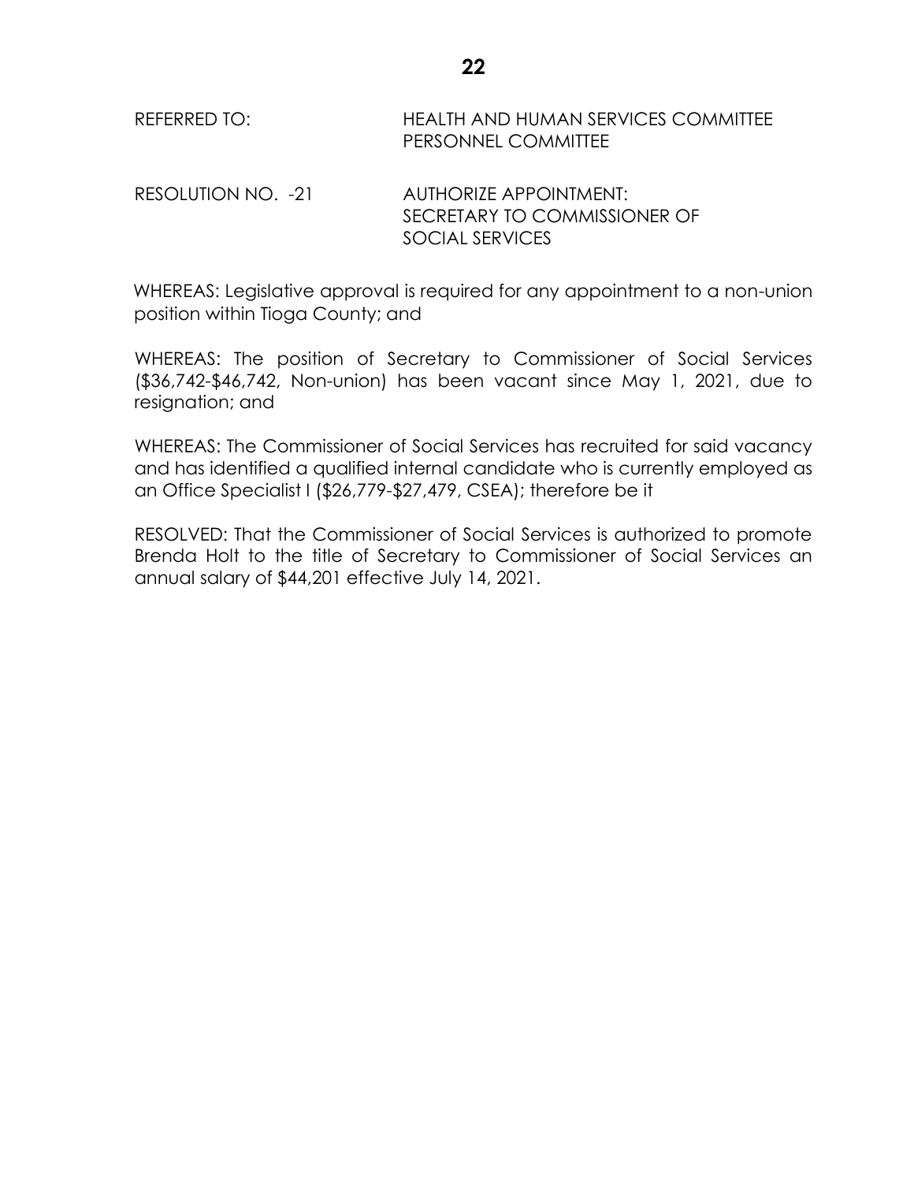REFERRED TO: HEALTH AND HUMAN SERVICES COMMITTEE
PERSONNEL COMMITTEE

RESOLUTION NO. -21 AUTHORIZE APPOINTMENT:
SECRETARY TO COMMISSIONER OF SOCIAL SERVICES

WHEREAS: Legislative approval is required for any appointment to a non-union position within Tioga County; and

WHEREAS: The position of Secretary to Commissioner of Social Services ($36,742-$46,742, Non-union) has been vacant since May 1, 2021, due to resignation; and

WHEREAS: The Commissioner of Social Services has recruited for said vacancy and has identified a qualified internal candidate who is currently employed as an Office Specialist I ($26,779-$27,479, CSEA); therefore be it

RESOLVED: That the Commissioner of Social Services is authorized to promote Brenda Holt to the title of Secretary to Commissioner of Social Services an annual salary of $44,201 effective July 14, 2021.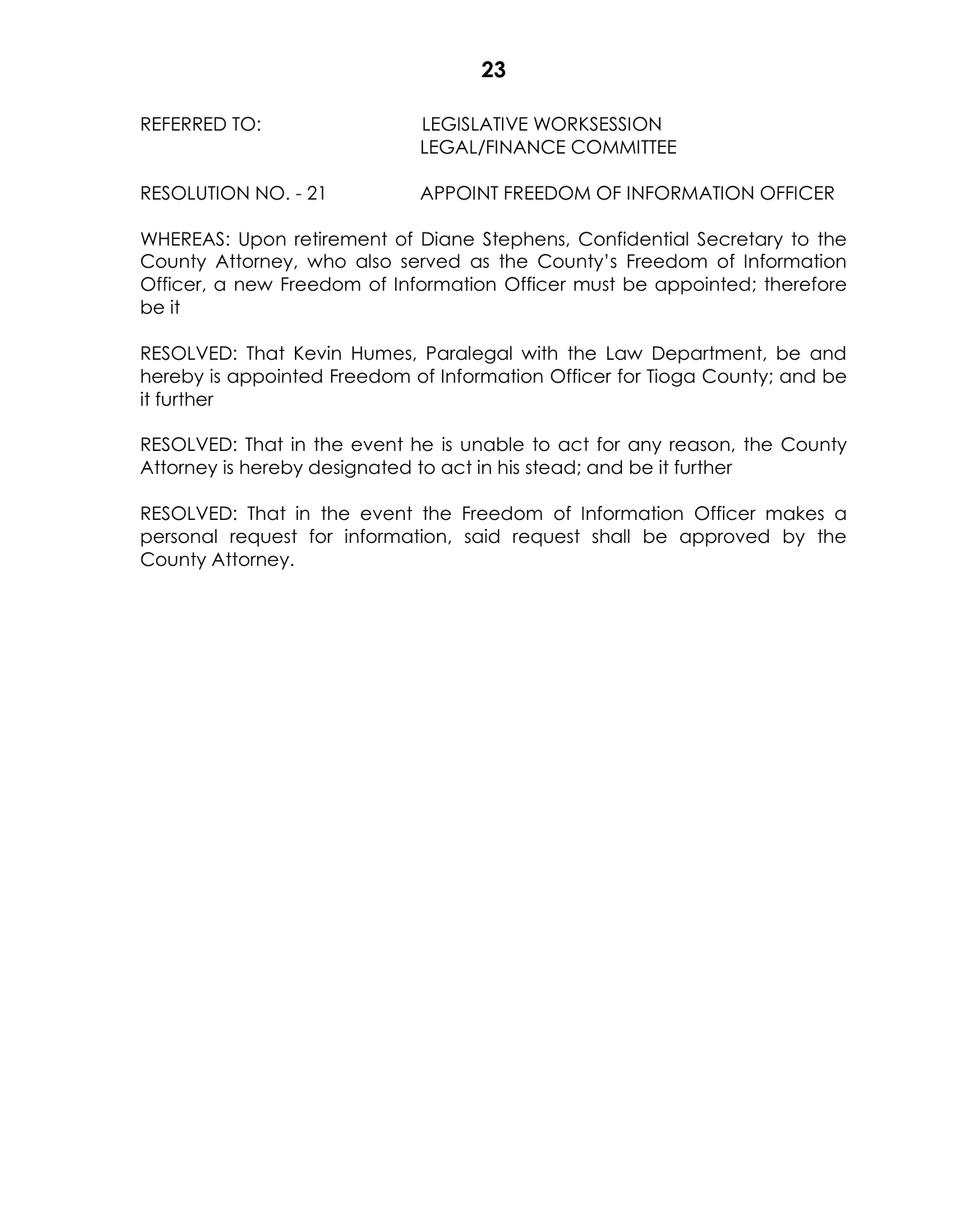REFERRED TO: LEGISLATIVE WORKSESSION
LEGAL/FINANCE COMMITTEE

RESOLUTION NO. - 21 APPOINT FREEDOM OF INFORMATION OFFICER

WHEREAS: Upon retirement of Diane Stephens, Confidential Secretary to the County Attorney, who also served as the County's Freedom of Information Officer, a new Freedom of Information Officer must be appointed; therefore be it

RESOLVED: That Kevin Humes, Paralegal with the Law Department, be and hereby is appointed Freedom of Information Officer for Tioga County; and be it further

RESOLVED: That in the event he is unable to act for any reason, the County Attorney is hereby designated to act in his stead; and be it further

RESOLVED: That in the event the Freedom of Information Officer makes a personal request for information, said request shall be approved by the County Attorney.